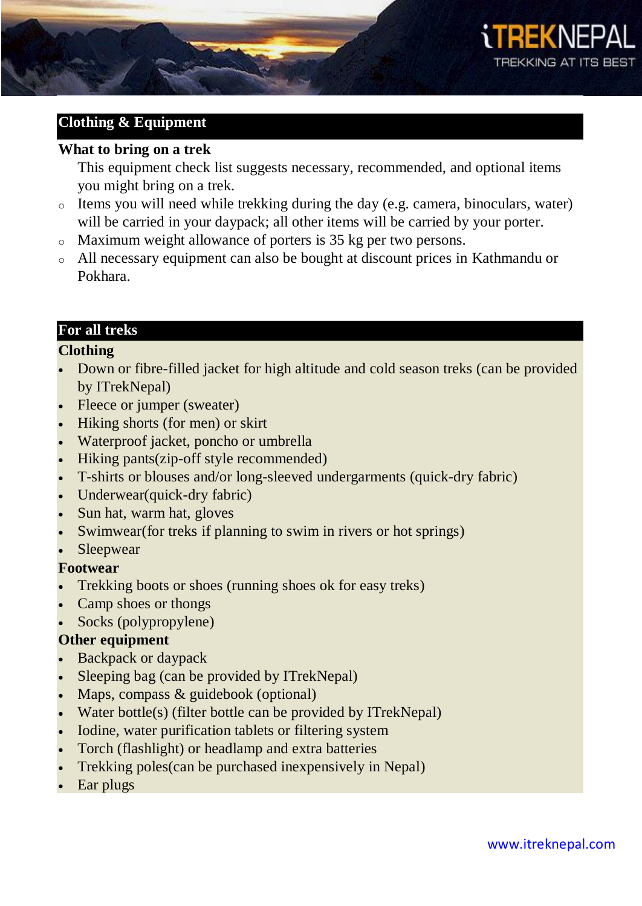## Clothing & Equipment

### What to bring on a trek

This equipment check list suggests necessary, recommended, and optional items you might bring on a trek.

- Items you will need while trekking during the day (e.g. camera, binoculars, water) will be carried in your daypack; all other items will be carried by your porter.
- Maximum weight allowance of porters is 35 kg per two persons.
- All necessary equipment can also be bought at discount prices in Kathmandu or Pokhara.

## For all treks

### Clothing

- Down or fibre-filled jacket for high altitude and cold season treks (can be provided by ITrekNepal)
- Fleece or jumper (sweater)
- Hiking shorts (for men) or skirt
- Waterproof jacket, poncho or umbrella
- Hiking pants(zip-off style recommended)
- T-shirts or blouses and/or long-sleeved undergarments (quick-dry fabric)
- Underwear(quick-dry fabric)
- Sun hat, warm hat, gloves
- Swimwear(for treks if planning to swim in rivers or hot springs)
- Sleepwear

### Footwear

- Trekking boots or shoes (running shoes ok for easy treks)
- Camp shoes or thongs
- Socks (polypropylene)

### Other equipment

- Backpack or daypack
- Sleeping bag (can be provided by ITrekNepal)
- Maps, compass & guidebook (optional)
- Water bottle(s) (filter bottle can be provided by ITrekNepal)
- Iodine, water purification tablets or filtering system
- Torch (flashlight) or headlamp and extra batteries
- Trekking poles(can be purchased inexpensively in Nepal)
- Ear plugs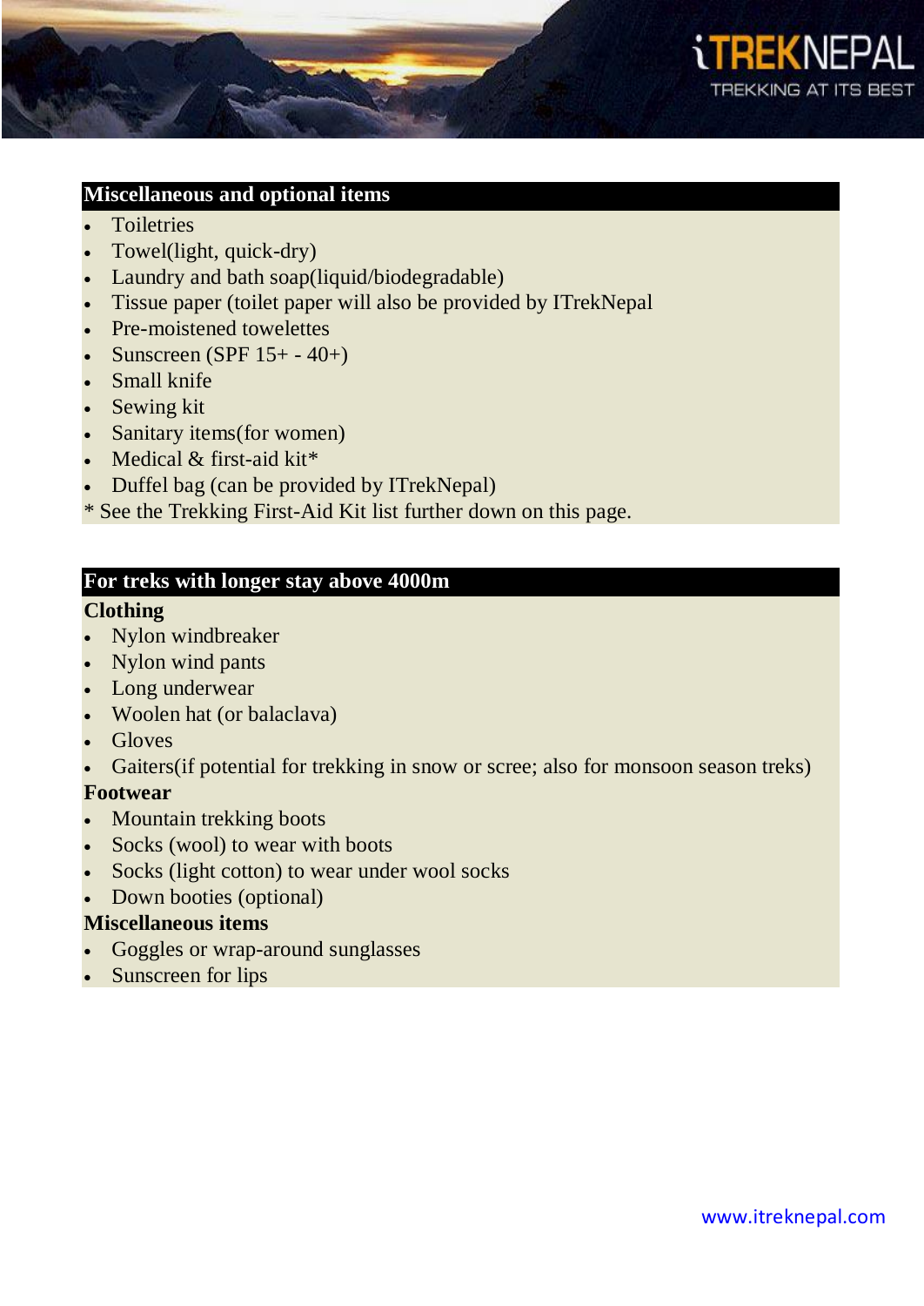## Miscellaneous and optional items

- Toiletries
- Towel(light, quick-dry)
- Laundry and bath soap(liquid/biodegradable)
- Tissue paper (toilet paper will also be provided by ITrekNepal
- Pre-moistened towelettes
- Sunscreen (SPF 15+ - 40+)
- Small knife
- Sewing kit
- Sanitary items(for women)
- Medical & first-aid kit*
- Duffel bag (can be provided by ITrekNepal)

* See the Trekking First-Aid Kit list further down on this page.

## For treks with longer stay above 4000m

### Clothing

- Nylon windbreaker
- Nylon wind pants
- Long underwear
- Woolen hat (or balaclava)
- Gloves
- Gaiters(if potential for trekking in snow or scree; also for monsoon season treks)

### Footwear

- Mountain trekking boots
- Socks (wool) to wear with boots
- Socks (light cotton) to wear under wool socks
- Down booties (optional)

### Miscellaneous items

- Goggles or wrap-around sunglasses
- Sunscreen for lips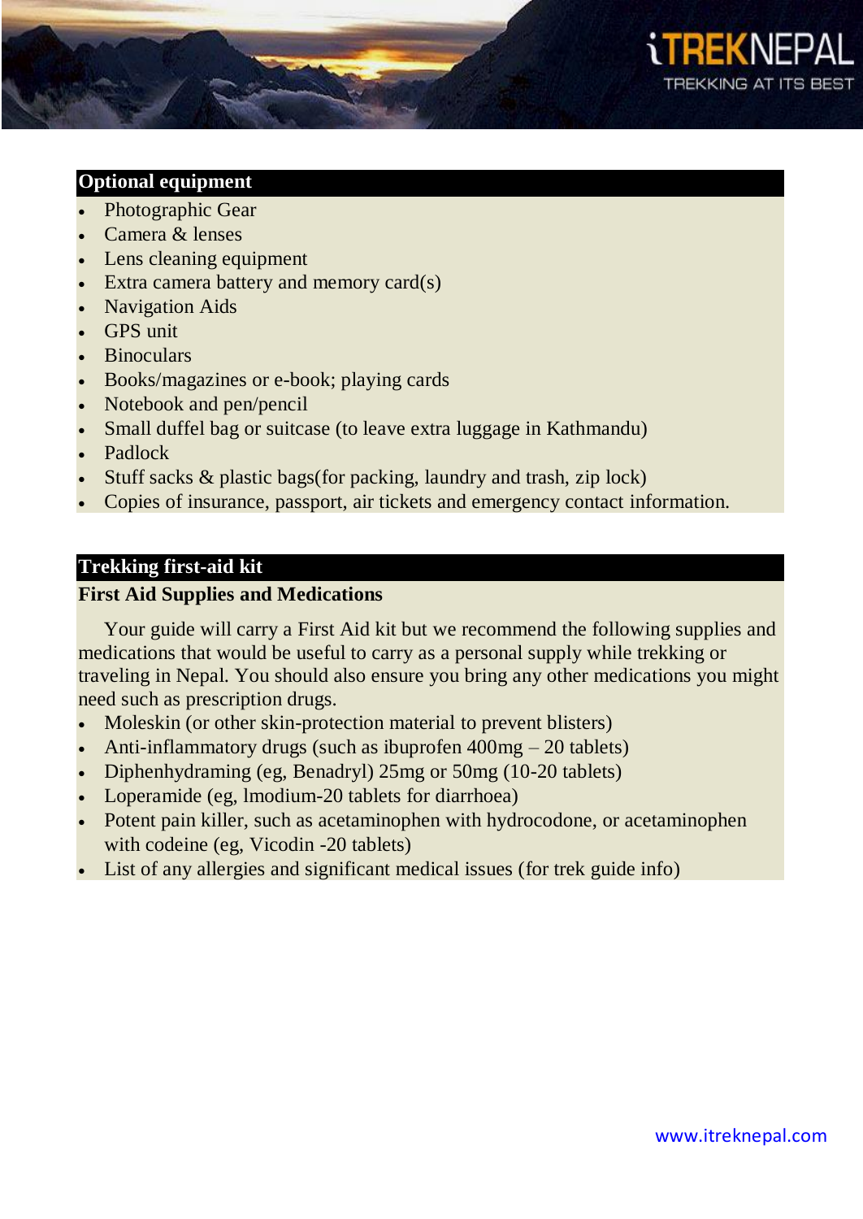## Optional equipment

- Photographic Gear
- Camera & lenses
- Lens cleaning equipment
- Extra camera battery and memory card(s)
- Navigation Aids
- GPS unit
- Binoculars
- Books/magazines or e-book; playing cards
- Notebook and pen/pencil
- Small duffel bag or suitcase (to leave extra luggage in Kathmandu)
- Padlock
- Stuff sacks & plastic bags(for packing, laundry and trash, zip lock)
- Copies of insurance, passport, air tickets and emergency contact information.

## Trekking first-aid kit

### First Aid Supplies and Medications

Your guide will carry a First Aid kit but we recommend the following supplies and medications that would be useful to carry as a personal supply while trekking or traveling in Nepal. You should also ensure you bring any other medications you might need such as prescription drugs.

- Moleskin (or other skin-protection material to prevent blisters)
- Anti-inflammatory drugs (such as ibuprofen 400mg – 20 tablets)
- Diphenhydraming (eg, Benadryl) 25mg or 50mg (10-20 tablets)
- Loperamide (eg, lmodium-20 tablets for diarrhoea)
- Potent pain killer, such as acetaminophen with hydrocodone, or acetaminophen with codeine (eg, Vicodin -20 tablets)
- List of any allergies and significant medical issues (for trek guide info)